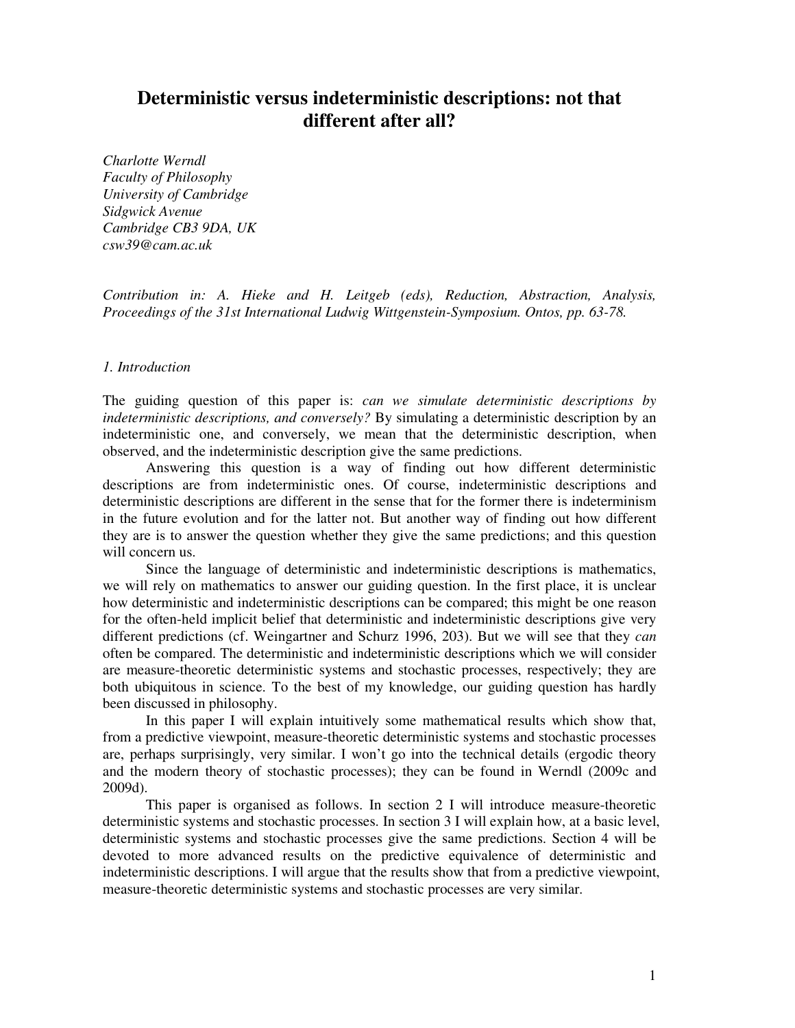# Deterministic versus indeterministic descriptions: not that different after all?

*Charlotte Werndl*
*Faculty of Philosophy*
*University of Cambridge*
*Sidgwick Avenue*
*Cambridge CB3 9DA, UK*
*csw39@cam.ac.uk*

*Contribution in: A. Hieke and H. Leitgeb (eds), Reduction, Abstraction, Analysis, Proceedings of the 31st International Ludwig Wittgenstein-Symposium. Ontos, pp. 63-78.*

## *1. Introduction*

The guiding question of this paper is: *can we simulate deterministic descriptions by indeterministic descriptions, and conversely?* By simulating a deterministic description by an indeterministic one, and conversely, we mean that the deterministic description, when observed, and the indeterministic description give the same predictions.

Answering this question is a way of finding out how different deterministic descriptions are from indeterministic ones. Of course, indeterministic descriptions and deterministic descriptions are different in the sense that for the former there is indeterminism in the future evolution and for the latter not. But another way of finding out how different they are is to answer the question whether they give the same predictions; and this question will concern us.

Since the language of deterministic and indeterministic descriptions is mathematics, we will rely on mathematics to answer our guiding question. In the first place, it is unclear how deterministic and indeterministic descriptions can be compared; this might be one reason for the often-held implicit belief that deterministic and indeterministic descriptions give very different predictions (cf. Weingartner and Schurz 1996, 203). But we will see that they *can* often be compared. The deterministic and indeterministic descriptions which we will consider are measure-theoretic deterministic systems and stochastic processes, respectively; they are both ubiquitous in science. To the best of my knowledge, our guiding question has hardly been discussed in philosophy.

In this paper I will explain intuitively some mathematical results which show that, from a predictive viewpoint, measure-theoretic deterministic systems and stochastic processes are, perhaps surprisingly, very similar. I won't go into the technical details (ergodic theory and the modern theory of stochastic processes); they can be found in Werndl (2009c and 2009d).

This paper is organised as follows. In section 2 I will introduce measure-theoretic deterministic systems and stochastic processes. In section 3 I will explain how, at a basic level, deterministic systems and stochastic processes give the same predictions. Section 4 will be devoted to more advanced results on the predictive equivalence of deterministic and indeterministic descriptions. I will argue that the results show that from a predictive viewpoint, measure-theoretic deterministic systems and stochastic processes are very similar.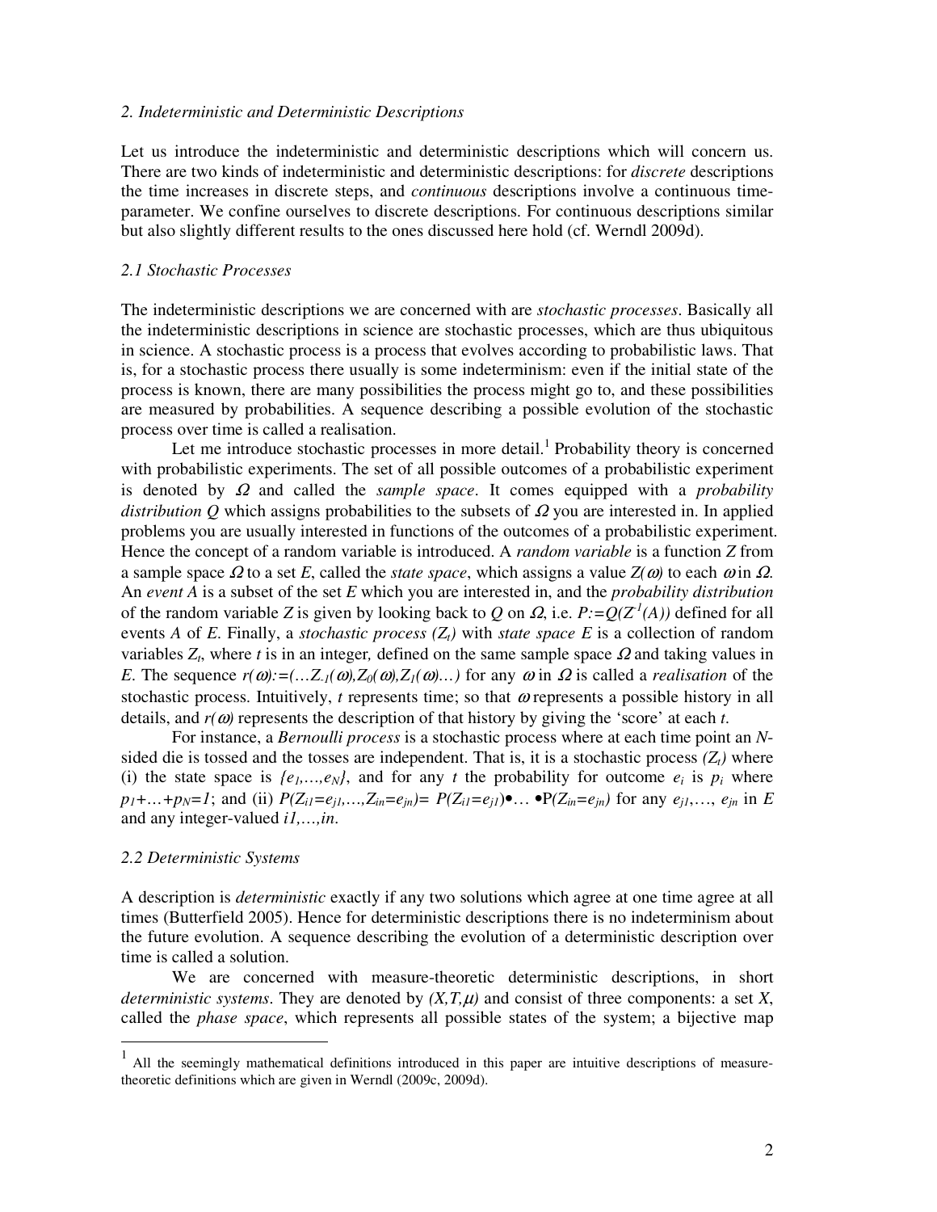## 2. Indeterministic and Deterministic Descriptions

Let us introduce the indeterministic and deterministic descriptions which will concern us. There are two kinds of indeterministic and deterministic descriptions: for *discrete* descriptions the time increases in discrete steps, and *continuous* descriptions involve a continuous time-parameter. We confine ourselves to discrete descriptions. For continuous descriptions similar but also slightly different results to the ones discussed here hold (cf. Werndl 2009d).

### 2.1 Stochastic Processes

The indeterministic descriptions we are concerned with are *stochastic processes*. Basically all the indeterministic descriptions in science are stochastic processes, which are thus ubiquitous in science. A stochastic process is a process that evolves according to probabilistic laws. That is, for a stochastic process there usually is some indeterminism: even if the initial state of the process is known, there are many possibilities the process might go to, and these possibilities are measured by probabilities. A sequence describing a possible evolution of the stochastic process over time is called a realisation.

Let me introduce stochastic processes in more detail.[1] Probability theory is concerned with probabilistic experiments. The set of all possible outcomes of a probabilistic experiment is denoted by $\Omega$ and called the *sample space*. It comes equipped with a *probability distribution* $Q$ which assigns probabilities to the subsets of $\Omega$ you are interested in. In applied problems you are usually interested in functions of the outcomes of a probabilistic experiment. Hence the concept of a random variable is introduced. A *random variable* is a function $Z$ from a sample space $\Omega$ to a set $E$, called the *state space*, which assigns a value $Z(\omega)$ to each $\omega$ in $\Omega$. An *event* $A$ is a subset of the set $E$ which you are interested in, and the *probability distribution* of the random variable $Z$ is given by looking back to $Q$ on $\Omega$, i.e. $P:=Q(Z^{-1}(A))$ defined for all events $A$ of $E$. Finally, a *stochastic process* $(Z_t)$ with *state space* $E$ is a collection of random variables $Z_t$, where $t$ is in an integer, defined on the same sample space $\Omega$ and taking values in $E$. The sequence $r(\omega):=(\ldots Z_{-1}(\omega),Z_0(\omega),Z_1(\omega)\ldots)$ for any $\omega$ in $\Omega$ is called a *realisation* of the stochastic process. Intuitively, $t$ represents time; so that $\omega$ represents a possible history in all details, and $r(\omega)$ represents the description of that history by giving the 'score' at each $t$.

For instance, a *Bernoulli process* is a stochastic process where at each time point an $N$-sided die is tossed and the tosses are independent. That is, it is a stochastic process $(Z_t)$ where (i) the state space is $\{e_1,\ldots,e_N\}$, and for any $t$ the probability for outcome $e_i$ is $p_i$ where $p_1+\ldots+p_N=1$; and (ii) $P(Z_{i1}=e_{j1},\ldots,Z_{in}=e_{jn})= P(Z_{i1}=e_{j1})\bullet\ldots\bullet P(Z_{in}=e_{jn})$ for any $e_{j1},\ldots, e_{jn}$ in $E$ and any integer-valued $i1,\ldots,in$.

### 2.2 Deterministic Systems

A description is *deterministic* exactly if any two solutions which agree at one time agree at all times (Butterfield 2005). Hence for deterministic descriptions there is no indeterminism about the future evolution. A sequence describing the evolution of a deterministic description over time is called a solution.

We are concerned with measure-theoretic deterministic descriptions, in short *deterministic systems*. They are denoted by $(X,T,\mu)$ and consist of three components: a set $X$, called the *phase space*, which represents all possible states of the system; a bijective map

[1] All the seemingly mathematical definitions introduced in this paper are intuitive descriptions of measure-theoretic definitions which are given in Werndl (2009c, 2009d).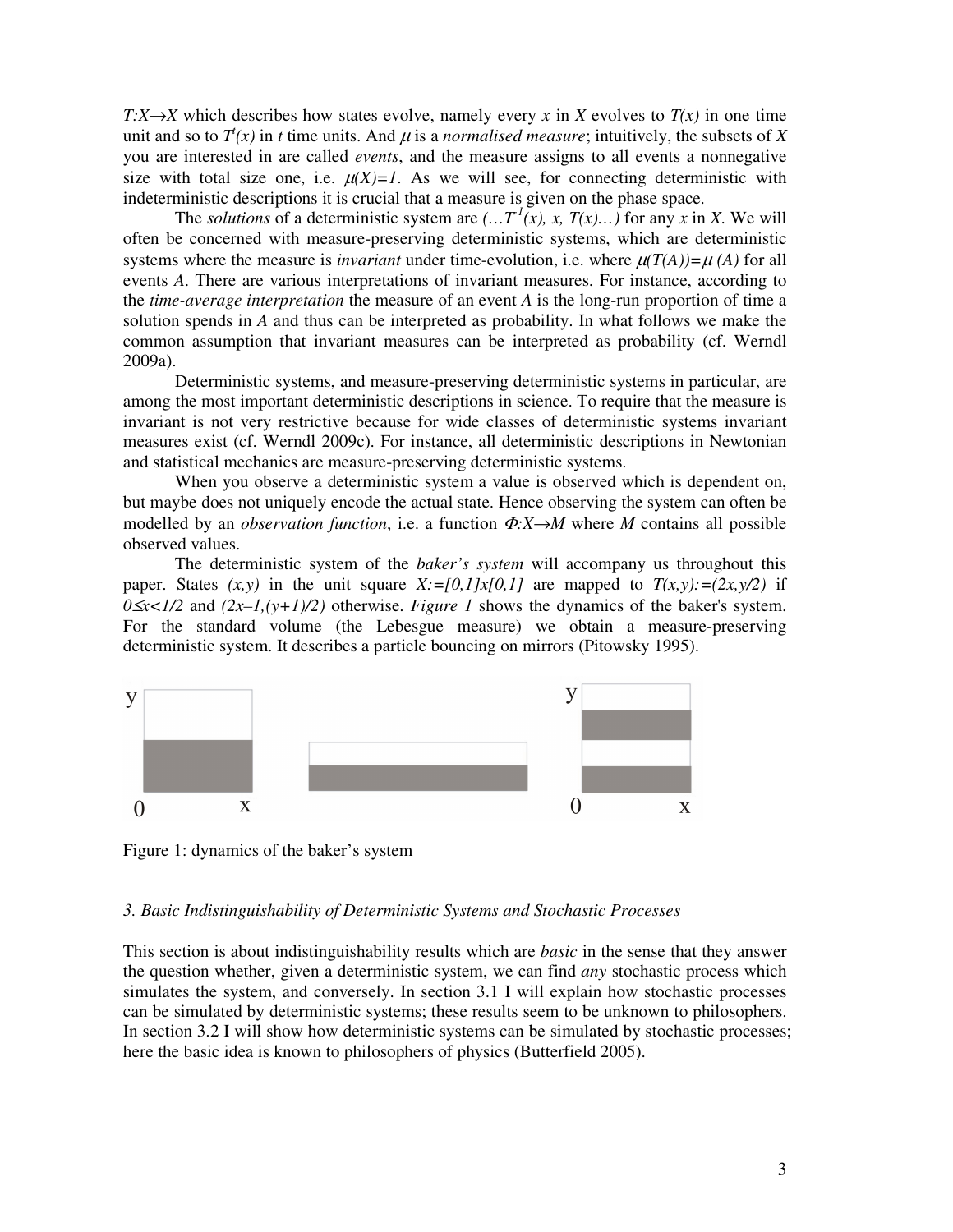$T:X\rightarrow X$ which describes how states evolve, namely every $x$ in $X$ evolves to $T(x)$ in one time unit and so to $T^t(x)$ in $t$ time units. And $\mu$ is a *normalised measure*; intuitively, the subsets of $X$ you are interested in are called *events*, and the measure assigns to all events a nonnegative size with total size one, i.e. $\mu(X)=1$. As we will see, for connecting deterministic with indeterministic descriptions it is crucial that a measure is given on the phase space.

The *solutions* of a deterministic system are $(\ldots T^{-1}(x), x, T(x)\ldots)$ for any $x$ in $X$. We will often be concerned with measure-preserving deterministic systems, which are deterministic systems where the measure is *invariant* under time-evolution, i.e. where $\mu(T(A))=\mu(A)$ for all events $A$. There are various interpretations of invariant measures. For instance, according to the *time-average interpretation* the measure of an event $A$ is the long-run proportion of time a solution spends in $A$ and thus can be interpreted as probability. In what follows we make the common assumption that invariant measures can be interpreted as probability (cf. Werndl 2009a).

Deterministic systems, and measure-preserving deterministic systems in particular, are among the most important deterministic descriptions in science. To require that the measure is invariant is not very restrictive because for wide classes of deterministic systems invariant measures exist (cf. Werndl 2009c). For instance, all deterministic descriptions in Newtonian and statistical mechanics are measure-preserving deterministic systems.

When you observe a deterministic system a value is observed which is dependent on, but maybe does not uniquely encode the actual state. Hence observing the system can often be modelled by an *observation function*, i.e. a function $\Phi:X\rightarrow M$ where $M$ contains all possible observed values.

The deterministic system of the *baker's system* will accompany us throughout this paper. States $(x,y)$ in the unit square $X:=[0,1]x[0,1]$ are mapped to $T(x,y):=(2x,y/2)$ if $0\leq x<1/2$ and $(2x-1,(y+1)/2)$ otherwise. *Figure 1* shows the dynamics of the baker's system. For the standard volume (the Lebesgue measure) we obtain a measure-preserving deterministic system. It describes a particle bouncing on mirrors (Pitowsky 1995).

Figure 1: dynamics of the baker's system

*3. Basic Indistinguishability of Deterministic Systems and Stochastic Processes*

This section is about indistinguishability results which are *basic* in the sense that they answer the question whether, given a deterministic system, we can find *any* stochastic process which simulates the system, and conversely. In section 3.1 I will explain how stochastic processes can be simulated by deterministic systems; these results seem to be unknown to philosophers. In section 3.2 I will show how deterministic systems can be simulated by stochastic processes; here the basic idea is known to philosophers of physics (Butterfield 2005).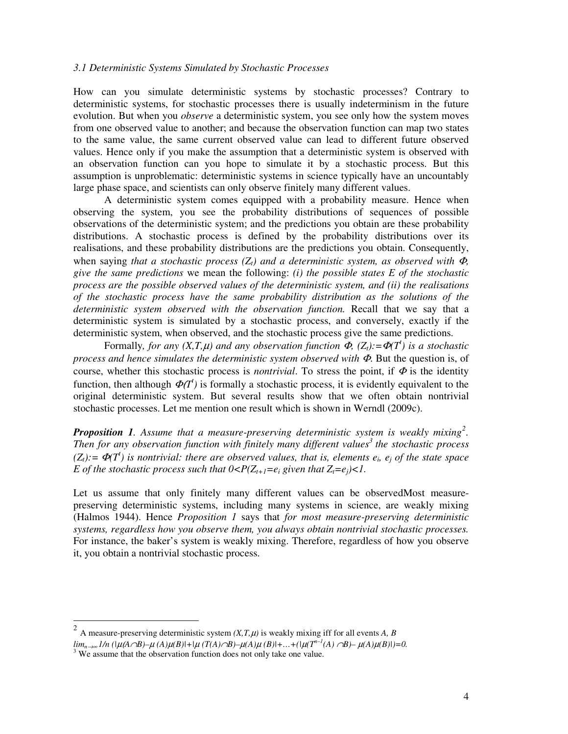### *3.1 Deterministic Systems Simulated by Stochastic Processes*

How can you simulate deterministic systems by stochastic processes? Contrary to deterministic systems, for stochastic processes there is usually indeterminism in the future evolution. But when you *observe* a deterministic system, you see only how the system moves from one observed value to another; and because the observation function can map two states to the same value, the same current observed value can lead to different future observed values. Hence only if you make the assumption that a deterministic system is observed with an observation function can you hope to simulate it by a stochastic process. But this assumption is unproblematic: deterministic systems in science typically have an uncountably large phase space, and scientists can only observe finitely many different values.

A deterministic system comes equipped with a probability measure. Hence when observing the system, you see the probability distributions of sequences of possible observations of the deterministic system; and the predictions you obtain are these probability distributions. A stochastic process is defined by the probability distributions over its realisations, and these probability distributions are the predictions you obtain. Consequently, when saying *that a stochastic process $(Z_t)$ and a deterministic system, as observed with $\Phi$, give the same predictions* we mean the following: *(i) the possible states E of the stochastic process are the possible observed values of the deterministic system, and (ii) the realisations of the stochastic process have the same probability distribution as the solutions of the deterministic system observed with the observation function.* Recall that we say that a deterministic system is simulated by a stochastic process, and conversely, exactly if the deterministic system, when observed, and the stochastic process give the same predictions.

Formally*, for any $(X,T,\mu)$ and any observation function $\Phi$, $(Z_t):=\Phi(T^t)$ is a stochastic process and hence simulates the deterministic system observed with $\Phi$.* But the question is, of course, whether this stochastic process is *nontrivial*. To stress the point, if $\Phi$ is the identity function, then although $\Phi(T^t)$ is formally a stochastic process, it is evidently equivalent to the original deterministic system. But several results show that we often obtain nontrivial stochastic processes. Let me mention one result which is shown in Werndl (2009c).

***Proposition 1***. *Assume that a measure-preserving deterministic system is weakly mixing*[2]. *Then for any observation function with finitely many different values*[3] *the stochastic process $(Z_t):=\Phi(T^t)$ is nontrivial: there are observed values, that is, elements $e_i$, $e_j$ of the state space E of the stochastic process such that $0<P(Z_{t+1}=e_i$ given that $Z_t=e_j)<1$.*

Let us assume that only finitely many different values can be observedMost measure-preserving deterministic systems, including many systems in science, are weakly mixing (Halmos 1944). Hence *Proposition 1* says that *for most measure-preserving deterministic systems, regardless how you observe them, you always obtain nontrivial stochastic processes.* For instance, the baker's system is weakly mixing. Therefore, regardless of how you observe it, you obtain a nontrivial stochastic process.

---

[2] A measure-preserving deterministic system $(X,T,\mu)$ is weakly mixing iff for all events *A, B* $\lim_{n\to\infty} 1/n\,(|\mu(A\cap B)-\mu(A)\mu(B)|+|\mu(T(A)\cap B)-\mu(A)\mu(B)|+\ldots+(|\mu(T^{n-1}(A)\cap B)-\mu(A)\mu(B)|)=0.$

[3] We assume that the observation function does not only take one value.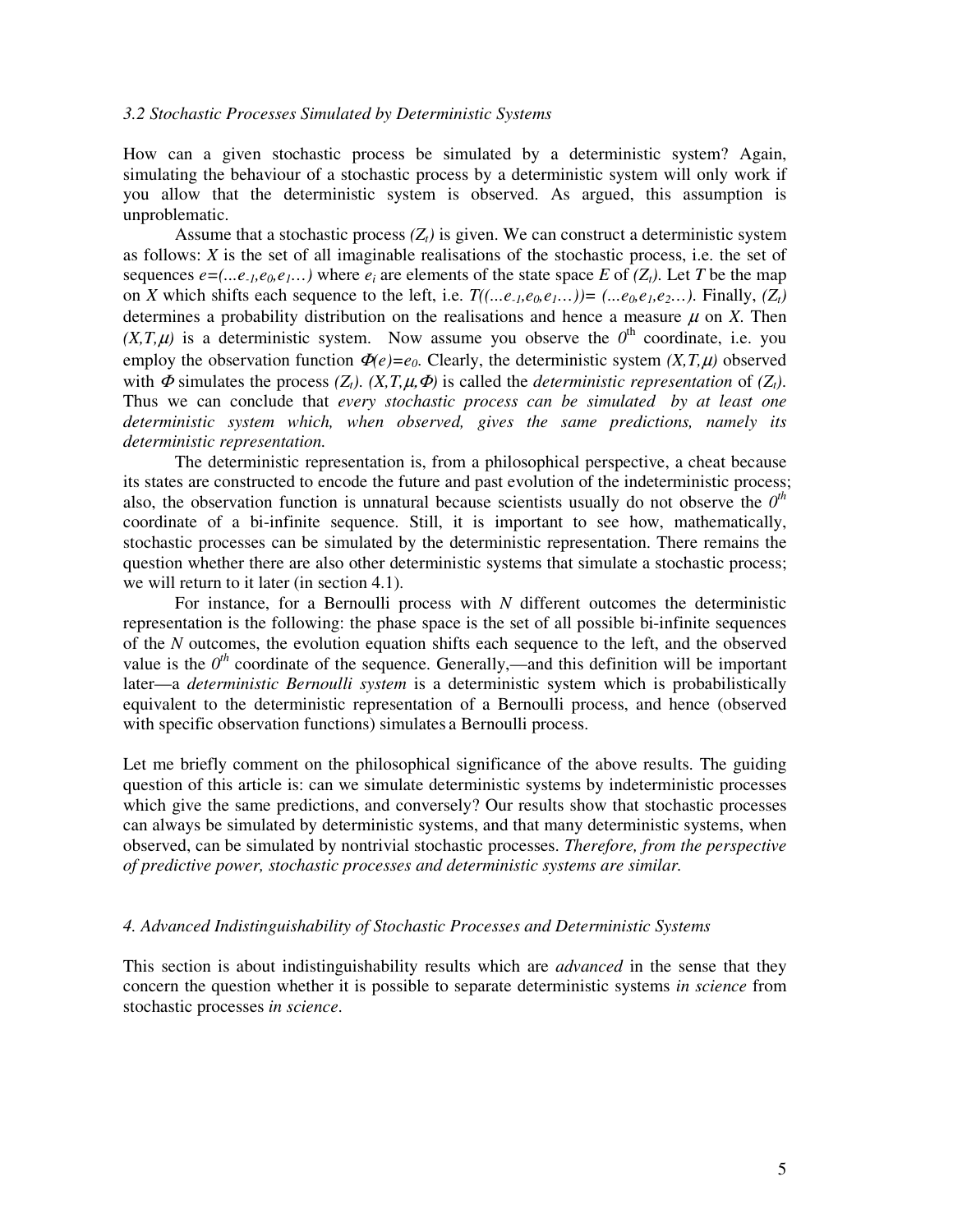### *3.2 Stochastic Processes Simulated by Deterministic Systems*

How can a given stochastic process be simulated by a deterministic system? Again, simulating the behaviour of a stochastic process by a deterministic system will only work if you allow that the deterministic system is observed. As argued, this assumption is unproblematic.

Assume that a stochastic process $(Z_t)$ is given. We can construct a deterministic system as follows: $X$ is the set of all imaginable realisations of the stochastic process, i.e. the set of sequences $e=(\ldots e_{-1},e_0,e_1\ldots)$ where $e_i$ are elements of the state space $E$ of $(Z_t)$. Let $T$ be the map on $X$ which shifts each sequence to the left, i.e. $T((\ldots e_{-1},e_0,e_1\ldots))= (\ldots e_0,e_1,e_2\ldots)$. Finally, $(Z_t)$ determines a probability distribution on the realisations and hence a measure $\mu$ on $X$. Then $(X,T,\mu)$ is a deterministic system. Now assume you observe the $0^{\text{th}}$ coordinate, i.e. you employ the observation function $\Phi(e)=e_0$. Clearly, the deterministic system $(X,T,\mu)$ observed with $\Phi$ simulates the process $(Z_t)$. $(X,T,\mu,\Phi)$ is called the *deterministic representation* of $(Z_t)$. Thus we can conclude that *every stochastic process can be simulated by at least one deterministic system which, when observed, gives the same predictions, namely its deterministic representation.*

The deterministic representation is, from a philosophical perspective, a cheat because its states are constructed to encode the future and past evolution of the indeterministic process; also, the observation function is unnatural because scientists usually do not observe the $0^{th}$ coordinate of a bi-infinite sequence. Still, it is important to see how, mathematically, stochastic processes can be simulated by the deterministic representation. There remains the question whether there are also other deterministic systems that simulate a stochastic process; we will return to it later (in section 4.1).

For instance, for a Bernoulli process with $N$ different outcomes the deterministic representation is the following: the phase space is the set of all possible bi-infinite sequences of the $N$ outcomes, the evolution equation shifts each sequence to the left, and the observed value is the $0^{th}$ coordinate of the sequence. Generally,—and this definition will be important later—a *deterministic Bernoulli system* is a deterministic system which is probabilistically equivalent to the deterministic representation of a Bernoulli process, and hence (observed with specific observation functions) simulates a Bernoulli process.

Let me briefly comment on the philosophical significance of the above results. The guiding question of this article is: can we simulate deterministic systems by indeterministic processes which give the same predictions, and conversely? Our results show that stochastic processes can always be simulated by deterministic systems, and that many deterministic systems, when observed, can be simulated by nontrivial stochastic processes. *Therefore, from the perspective of predictive power, stochastic processes and deterministic systems are similar.*

### *4. Advanced Indistinguishability of Stochastic Processes and Deterministic Systems*

This section is about indistinguishability results which are *advanced* in the sense that they concern the question whether it is possible to separate deterministic systems *in science* from stochastic processes *in science*.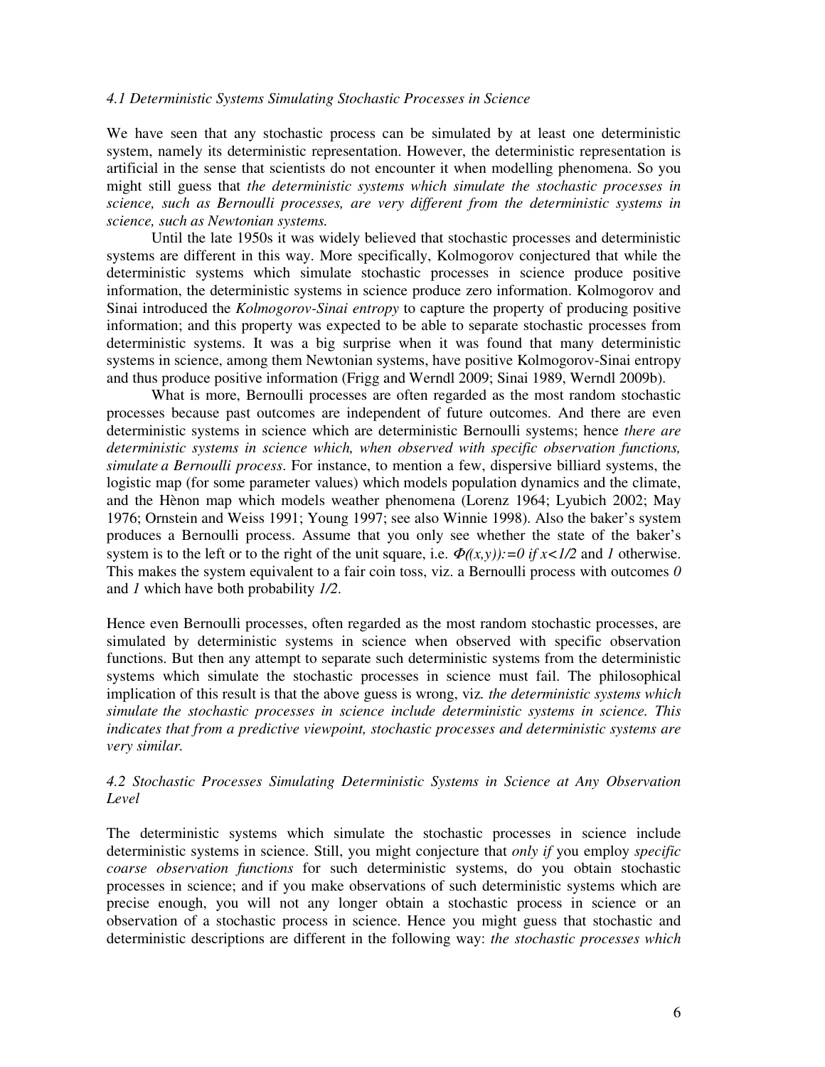### *4.1 Deterministic Systems Simulating Stochastic Processes in Science*

We have seen that any stochastic process can be simulated by at least one deterministic system, namely its deterministic representation. However, the deterministic representation is artificial in the sense that scientists do not encounter it when modelling phenomena. So you might still guess that *the deterministic systems which simulate the stochastic processes in science, such as Bernoulli processes, are very different from the deterministic systems in science, such as Newtonian systems.*

Until the late 1950s it was widely believed that stochastic processes and deterministic systems are different in this way. More specifically, Kolmogorov conjectured that while the deterministic systems which simulate stochastic processes in science produce positive information, the deterministic systems in science produce zero information. Kolmogorov and Sinai introduced the *Kolmogorov-Sinai entropy* to capture the property of producing positive information; and this property was expected to be able to separate stochastic processes from deterministic systems. It was a big surprise when it was found that many deterministic systems in science, among them Newtonian systems, have positive Kolmogorov-Sinai entropy and thus produce positive information (Frigg and Werndl 2009; Sinai 1989, Werndl 2009b).

What is more, Bernoulli processes are often regarded as the most random stochastic processes because past outcomes are independent of future outcomes. And there are even deterministic systems in science which are deterministic Bernoulli systems; hence *there are deterministic systems in science which, when observed with specific observation functions, simulate a Bernoulli process*. For instance, to mention a few, dispersive billiard systems, the logistic map (for some parameter values) which models population dynamics and the climate, and the Hènon map which models weather phenomena (Lorenz 1964; Lyubich 2002; May 1976; Ornstein and Weiss 1991; Young 1997; see also Winnie 1998). Also the baker's system produces a Bernoulli process. Assume that you only see whether the state of the baker's system is to the left or to the right of the unit square, i.e. $\Phi((x,y)):=0$ *if* $x<1/2$ and $1$ otherwise. This makes the system equivalent to a fair coin toss, viz. a Bernoulli process with outcomes $0$ and $1$ which have both probability $1/2$.

Hence even Bernoulli processes, often regarded as the most random stochastic processes, are simulated by deterministic systems in science when observed with specific observation functions. But then any attempt to separate such deterministic systems from the deterministic systems which simulate the stochastic processes in science must fail. The philosophical implication of this result is that the above guess is wrong, viz. *the deterministic systems which simulate the stochastic processes in science include deterministic systems in science. This indicates that from a predictive viewpoint, stochastic processes and deterministic systems are very similar.*

### *4.2 Stochastic Processes Simulating Deterministic Systems in Science at Any Observation Level*

The deterministic systems which simulate the stochastic processes in science include deterministic systems in science. Still, you might conjecture that *only if* you employ *specific coarse observation functions* for such deterministic systems, do you obtain stochastic processes in science; and if you make observations of such deterministic systems which are precise enough, you will not any longer obtain a stochastic process in science or an observation of a stochastic process in science. Hence you might guess that stochastic and deterministic descriptions are different in the following way: *the stochastic processes which*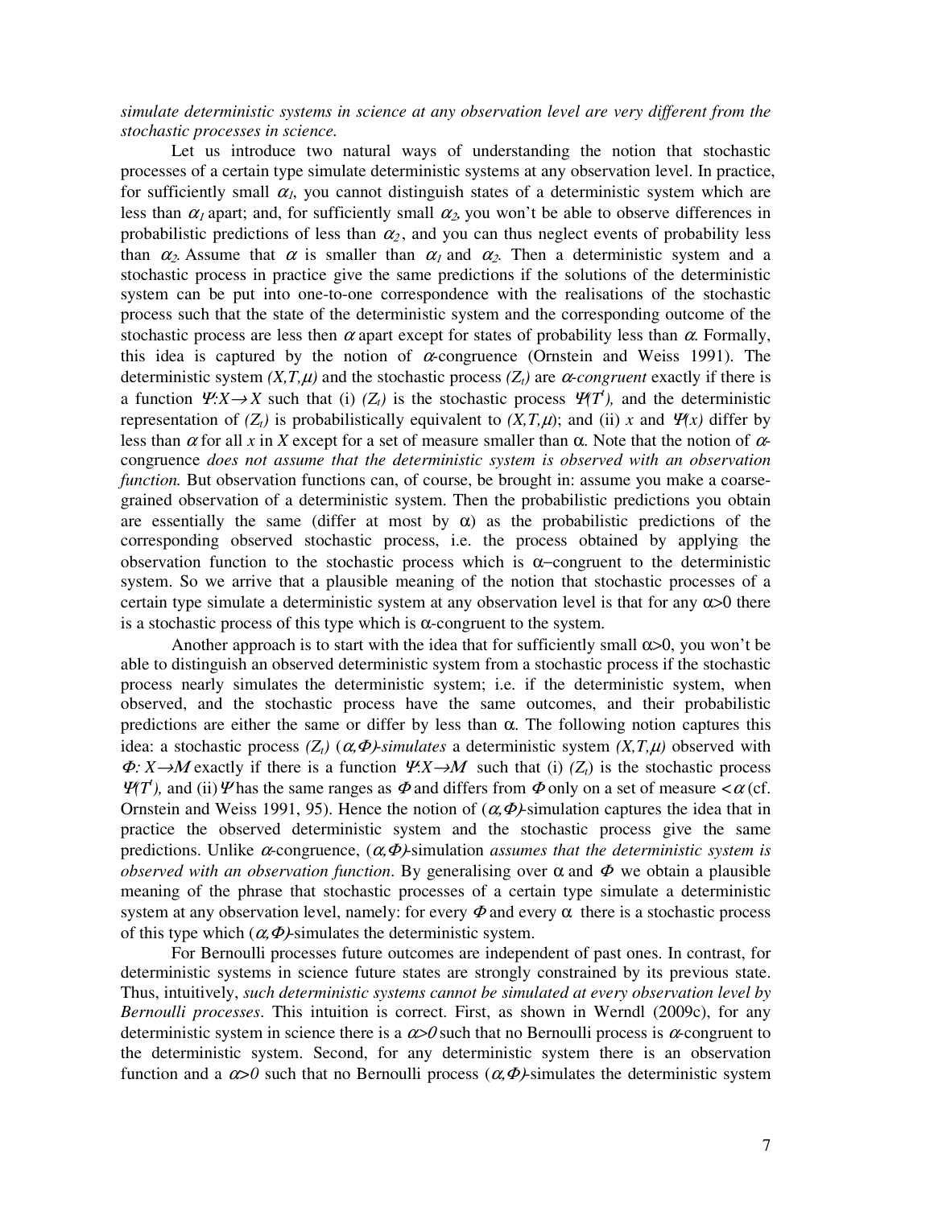*simulate deterministic systems in science at any observation level are very different from the stochastic processes in science.*

Let us introduce two natural ways of understanding the notion that stochastic processes of a certain type simulate deterministic systems at any observation level. In practice, for sufficiently small $\alpha_1$, you cannot distinguish states of a deterministic system which are less than $\alpha_1$ apart; and, for sufficiently small $\alpha_2$, you won't be able to observe differences in probabilistic predictions of less than $\alpha_2$, and you can thus neglect events of probability less than $\alpha_2$. Assume that $\alpha$ is smaller than $\alpha_1$ and $\alpha_2$. Then a deterministic system and a stochastic process in practice give the same predictions if the solutions of the deterministic system can be put into one-to-one correspondence with the realisations of the stochastic process such that the state of the deterministic system and the corresponding outcome of the stochastic process are less then $\alpha$ apart except for states of probability less than $\alpha$. Formally, this idea is captured by the notion of $\alpha$-congruence (Ornstein and Weiss 1991). The deterministic system $(X,T,\mu)$ and the stochastic process $(Z_t)$ are *$\alpha$-congruent* exactly if there is a function $\Psi: X\rightarrow X$ such that (i) $(Z_t)$ is the stochastic process $\Psi(T^t)$, and the deterministic representation of $(Z_t)$ is probabilistically equivalent to $(X,T,\mu)$; and (ii) $x$ and $\Psi(x)$ differ by less than $\alpha$ for all $x$ in $X$ except for a set of measure smaller than $\alpha$. Note that the notion of $\alpha$-congruence *does not assume that the deterministic system is observed with an observation function.* But observation functions can, of course, be brought in: assume you make a coarse-grained observation of a deterministic system. Then the probabilistic predictions you obtain are essentially the same (differ at most by $\alpha$) as the probabilistic predictions of the corresponding observed stochastic process, i.e. the process obtained by applying the observation function to the stochastic process which is $\alpha$–congruent to the deterministic system. So we arrive that a plausible meaning of the notion that stochastic processes of a certain type simulate a deterministic system at any observation level is that for any $\alpha>0$ there is a stochastic process of this type which is $\alpha$-congruent to the system.

Another approach is to start with the idea that for sufficiently small $\alpha>0$, you won't be able to distinguish an observed deterministic system from a stochastic process if the stochastic process nearly simulates the deterministic system; i.e. if the deterministic system, when observed, and the stochastic process have the same outcomes, and their probabilistic predictions are either the same or differ by less than $\alpha$. The following notion captures this idea: a stochastic process $(Z_t)$ *$(\alpha,\Phi)$-simulates* a deterministic system $(X,T,\mu)$ observed with $\Phi: X\rightarrow M$ exactly if there is a function $\Psi: X\rightarrow M$ such that (i) $(Z_t)$ is the stochastic process $\Psi(T^t)$, and (ii) $\Psi$ has the same ranges as $\Phi$ and differs from $\Phi$ only on a set of measure $<\alpha$ (cf. Ornstein and Weiss 1991, 95). Hence the notion of $(\alpha,\Phi)$-simulation captures the idea that in practice the observed deterministic system and the stochastic process give the same predictions. Unlike $\alpha$-congruence, $(\alpha,\Phi)$-simulation *assumes that the deterministic system is observed with an observation function*. By generalising over $\alpha$ and $\Phi$ we obtain a plausible meaning of the phrase that stochastic processes of a certain type simulate a deterministic system at any observation level, namely: for every $\Phi$ and every $\alpha$ there is a stochastic process of this type which $(\alpha,\Phi)$-simulates the deterministic system.

For Bernoulli processes future outcomes are independent of past ones. In contrast, for deterministic systems in science future states are strongly constrained by its previous state. Thus, intuitively, *such deterministic systems cannot be simulated at every observation level by Bernoulli processes*. This intuition is correct. First, as shown in Werndl (2009c), for any deterministic system in science there is a $\alpha>0$ such that no Bernoulli process is $\alpha$-congruent to the deterministic system. Second, for any deterministic system there is an observation function and a $\alpha>0$ such that no Bernoulli process $(\alpha,\Phi)$-simulates the deterministic system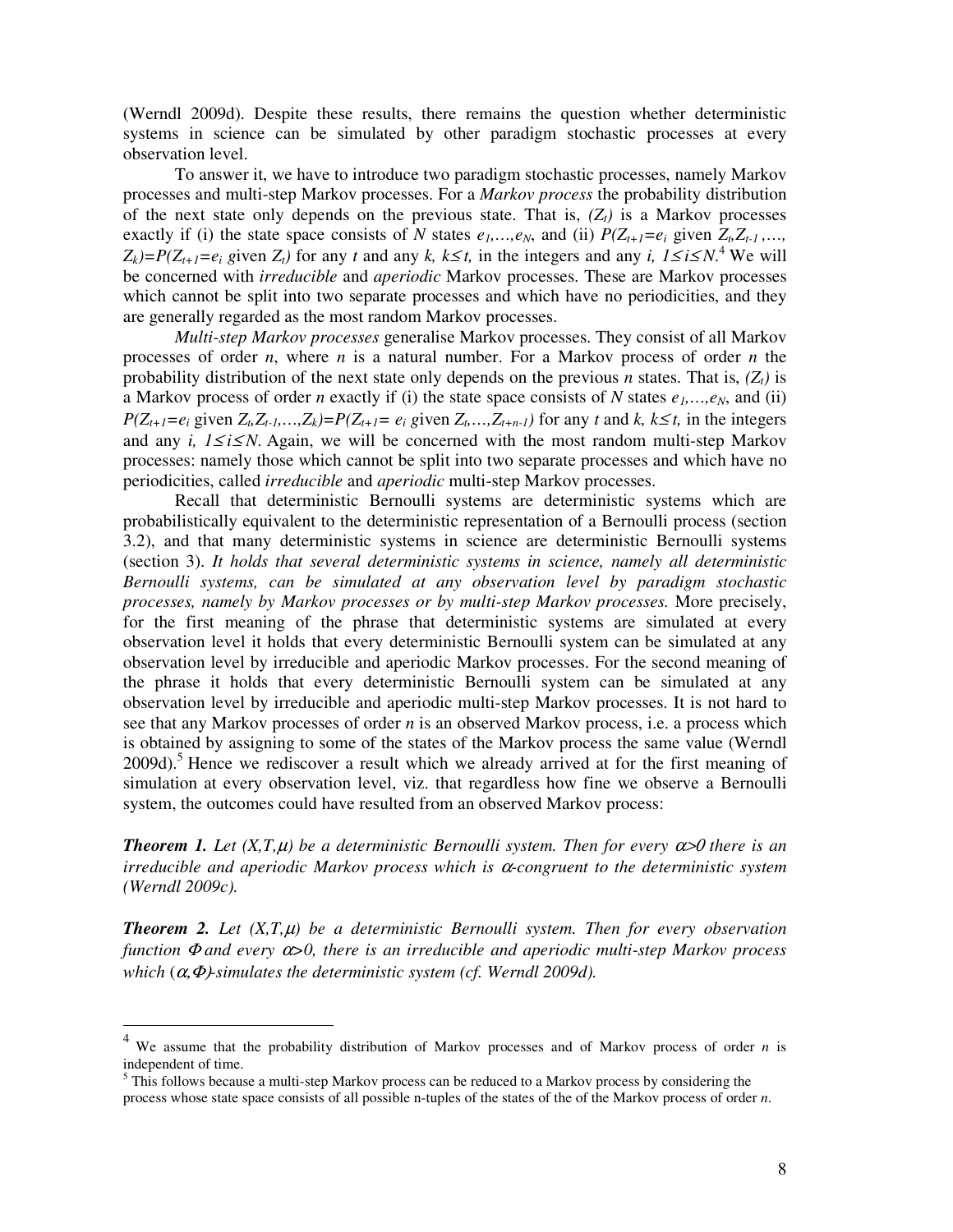(Werndl 2009d). Despite these results, there remains the question whether deterministic systems in science can be simulated by other paradigm stochastic processes at every observation level.

To answer it, we have to introduce two paradigm stochastic processes, namely Markov processes and multi-step Markov processes. For a *Markov process* the probability distribution of the next state only depends on the previous state. That is, $(Z_t)$ is a Markov processes exactly if (i) the state space consists of $N$ states $e_1,\ldots,e_N$, and (ii) $P(Z_{t+1}=e_i$ given $Z_t,Z_{t-1},\ldots,Z_k)=P(Z_{t+1}=e_i$ given $Z_t)$ for any $t$ and any $k$, $k\leq t$, in the integers and any $i$, $1\leq i\leq N$.[4] We will be concerned with *irreducible* and *aperiodic* Markov processes. These are Markov processes which cannot be split into two separate processes and which have no periodicities, and they are generally regarded as the most random Markov processes.

*Multi-step Markov processes* generalise Markov processes. They consist of all Markov processes of order $n$, where $n$ is a natural number. For a Markov process of order $n$ the probability distribution of the next state only depends on the previous $n$ states. That is, $(Z_t)$ is a Markov process of order $n$ exactly if (i) the state space consists of $N$ states $e_1,\ldots,e_N$, and (ii) $P(Z_{t+1}=e_i$ given $Z_t,Z_{t-1},\ldots,Z_k)=P(Z_{t+1}=e_i$ given $Z_t,\ldots,Z_{t+n-1})$ for any $t$ and $k$, $k\leq t$, in the integers and any $i$, $1\leq i\leq N$. Again, we will be concerned with the most random multi-step Markov processes: namely those which cannot be split into two separate processes and which have no periodicities, called *irreducible* and *aperiodic* multi-step Markov processes.

Recall that deterministic Bernoulli systems are deterministic systems which are probabilistically equivalent to the deterministic representation of a Bernoulli process (section 3.2), and that many deterministic systems in science are deterministic Bernoulli systems (section 3). *It holds that several deterministic systems in science, namely all deterministic Bernoulli systems, can be simulated at any observation level by paradigm stochastic processes, namely by Markov processes or by multi-step Markov processes.* More precisely, for the first meaning of the phrase that deterministic systems are simulated at every observation level it holds that every deterministic Bernoulli system can be simulated at any observation level by irreducible and aperiodic Markov processes. For the second meaning of the phrase it holds that every deterministic Bernoulli system can be simulated at any observation level by irreducible and aperiodic multi-step Markov processes. It is not hard to see that any Markov processes of order $n$ is an observed Markov process, i.e. a process which is obtained by assigning to some of the states of the Markov process the same value (Werndl 2009d).[5] Hence we rediscover a result which we already arrived at for the first meaning of simulation at every observation level, viz. that regardless how fine we observe a Bernoulli system, the outcomes could have resulted from an observed Markov process:

***Theorem 1.*** *Let $(X,T,\mu)$ be a deterministic Bernoulli system. Then for every $\alpha>0$ there is an irreducible and aperiodic Markov process which is $\alpha$-congruent to the deterministic system (Werndl 2009c).*

***Theorem 2.*** *Let $(X,T,\mu)$ be a deterministic Bernoulli system. Then for every observation function $\Phi$ and every $\alpha>0$, there is an irreducible and aperiodic multi-step Markov process which $(\alpha,\Phi)$-simulates the deterministic system (cf. Werndl 2009d).*

---

[4] We assume that the probability distribution of Markov processes and of Markov process of order $n$ is independent of time.

[5] This follows because a multi-step Markov process can be reduced to a Markov process by considering the process whose state space consists of all possible n-tuples of the states of the of the Markov process of order $n$.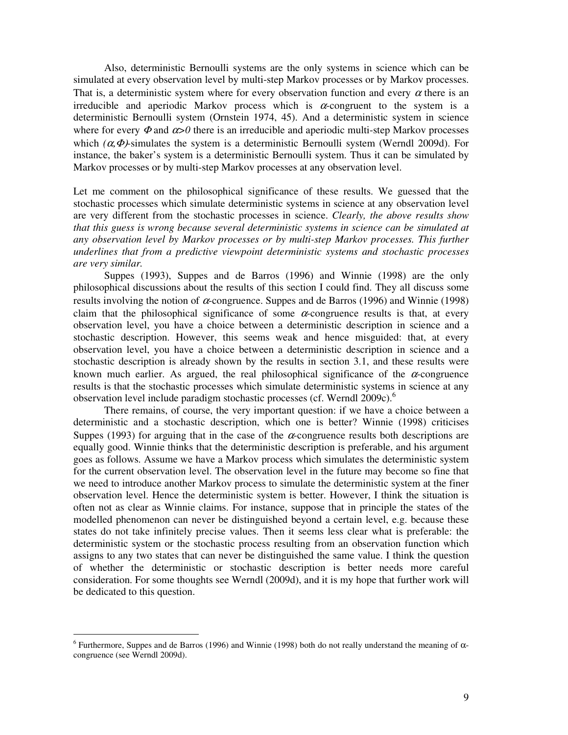Also, deterministic Bernoulli systems are the only systems in science which can be simulated at every observation level by multi-step Markov processes or by Markov processes. That is, a deterministic system where for every observation function and every $\alpha$ there is an irreducible and aperiodic Markov process which is $\alpha$-congruent to the system is a deterministic Bernoulli system (Ornstein 1974, 45). And a deterministic system in science where for every $\Phi$ and $\alpha>0$ there is an irreducible and aperiodic multi-step Markov processes which $(\alpha,\Phi)$-simulates the system is a deterministic Bernoulli system (Werndl 2009d). For instance, the baker's system is a deterministic Bernoulli system. Thus it can be simulated by Markov processes or by multi-step Markov processes at any observation level.

Let me comment on the philosophical significance of these results. We guessed that the stochastic processes which simulate deterministic systems in science at any observation level are very different from the stochastic processes in science. *Clearly, the above results show that this guess is wrong because several deterministic systems in science can be simulated at any observation level by Markov processes or by multi-step Markov processes. This further underlines that from a predictive viewpoint deterministic systems and stochastic processes are very similar.*

Suppes (1993), Suppes and de Barros (1996) and Winnie (1998) are the only philosophical discussions about the results of this section I could find. They all discuss some results involving the notion of $\alpha$-congruence. Suppes and de Barros (1996) and Winnie (1998) claim that the philosophical significance of some $\alpha$-congruence results is that, at every observation level, you have a choice between a deterministic description in science and a stochastic description. However, this seems weak and hence misguided: that, at every observation level, you have a choice between a deterministic description in science and a stochastic description is already shown by the results in section 3.1, and these results were known much earlier. As argued, the real philosophical significance of the $\alpha$-congruence results is that the stochastic processes which simulate deterministic systems in science at any observation level include paradigm stochastic processes (cf. Werndl 2009c).[6]

There remains, of course, the very important question: if we have a choice between a deterministic and a stochastic description, which one is better? Winnie (1998) criticises Suppes (1993) for arguing that in the case of the $\alpha$-congruence results both descriptions are equally good. Winnie thinks that the deterministic description is preferable, and his argument goes as follows. Assume we have a Markov process which simulates the deterministic system for the current observation level. The observation level in the future may become so fine that we need to introduce another Markov process to simulate the deterministic system at the finer observation level. Hence the deterministic system is better. However, I think the situation is often not as clear as Winnie claims. For instance, suppose that in principle the states of the modelled phenomenon can never be distinguished beyond a certain level, e.g. because these states do not take infinitely precise values. Then it seems less clear what is preferable: the deterministic system or the stochastic process resulting from an observation function which assigns to any two states that can never be distinguished the same value. I think the question of whether the deterministic or stochastic description is better needs more careful consideration. For some thoughts see Werndl (2009d), and it is my hope that further work will be dedicated to this question.

---

[6] Furthermore, Suppes and de Barros (1996) and Winnie (1998) both do not really understand the meaning of $\alpha$-congruence (see Werndl 2009d).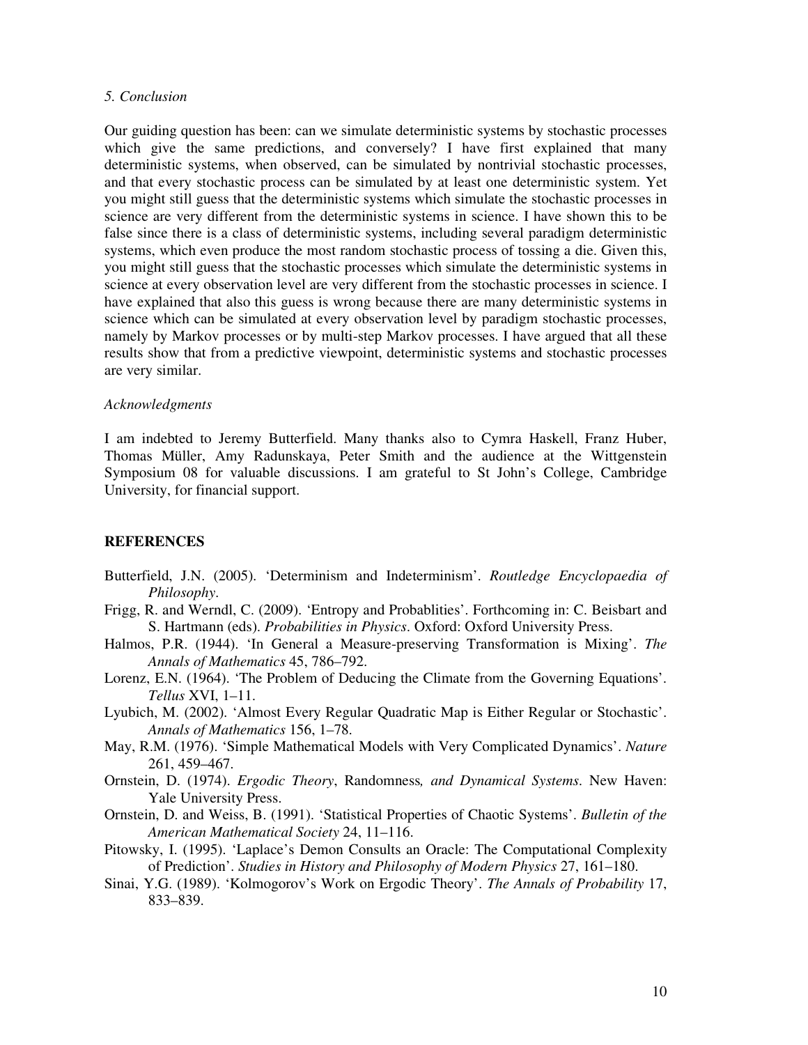*5. Conclusion*

Our guiding question has been: can we simulate deterministic systems by stochastic processes which give the same predictions, and conversely? I have first explained that many deterministic systems, when observed, can be simulated by nontrivial stochastic processes, and that every stochastic process can be simulated by at least one deterministic system. Yet you might still guess that the deterministic systems which simulate the stochastic processes in science are very different from the deterministic systems in science. I have shown this to be false since there is a class of deterministic systems, including several paradigm deterministic systems, which even produce the most random stochastic process of tossing a die. Given this, you might still guess that the stochastic processes which simulate the deterministic systems in science at every observation level are very different from the stochastic processes in science. I have explained that also this guess is wrong because there are many deterministic systems in science which can be simulated at every observation level by paradigm stochastic processes, namely by Markov processes or by multi-step Markov processes. I have argued that all these results show that from a predictive viewpoint, deterministic systems and stochastic processes are very similar.

*Acknowledgments*

I am indebted to Jeremy Butterfield. Many thanks also to Cymra Haskell, Franz Huber, Thomas Müller, Amy Radunskaya, Peter Smith and the audience at the Wittgenstein Symposium 08 for valuable discussions. I am grateful to St John's College, Cambridge University, for financial support.

**REFERENCES**

Butterfield, J.N. (2005). 'Determinism and Indeterminism'. *Routledge Encyclopaedia of Philosophy*.

Frigg, R. and Werndl, C. (2009). 'Entropy and Probablities'. Forthcoming in: C. Beisbart and S. Hartmann (eds). *Probabilities in Physics*. Oxford: Oxford University Press.

Halmos, P.R. (1944). 'In General a Measure-preserving Transformation is Mixing'. *The Annals of Mathematics* 45, 786–792.

Lorenz, E.N. (1964). 'The Problem of Deducing the Climate from the Governing Equations'. *Tellus* XVI, 1–11.

Lyubich, M. (2002). 'Almost Every Regular Quadratic Map is Either Regular or Stochastic'. *Annals of Mathematics* 156, 1–78.

May, R.M. (1976). 'Simple Mathematical Models with Very Complicated Dynamics'. *Nature* 261, 459–467.

Ornstein, D. (1974). *Ergodic Theory*, Randomness*, and Dynamical Systems*. New Haven: Yale University Press.

Ornstein, D. and Weiss, B. (1991). 'Statistical Properties of Chaotic Systems'. *Bulletin of the American Mathematical Society* 24, 11–116.

Pitowsky, I. (1995). 'Laplace's Demon Consults an Oracle: The Computational Complexity of Prediction'. *Studies in History and Philosophy of Modern Physics* 27, 161–180.

Sinai, Y.G. (1989). 'Kolmogorov's Work on Ergodic Theory'. *The Annals of Probability* 17, 833–839.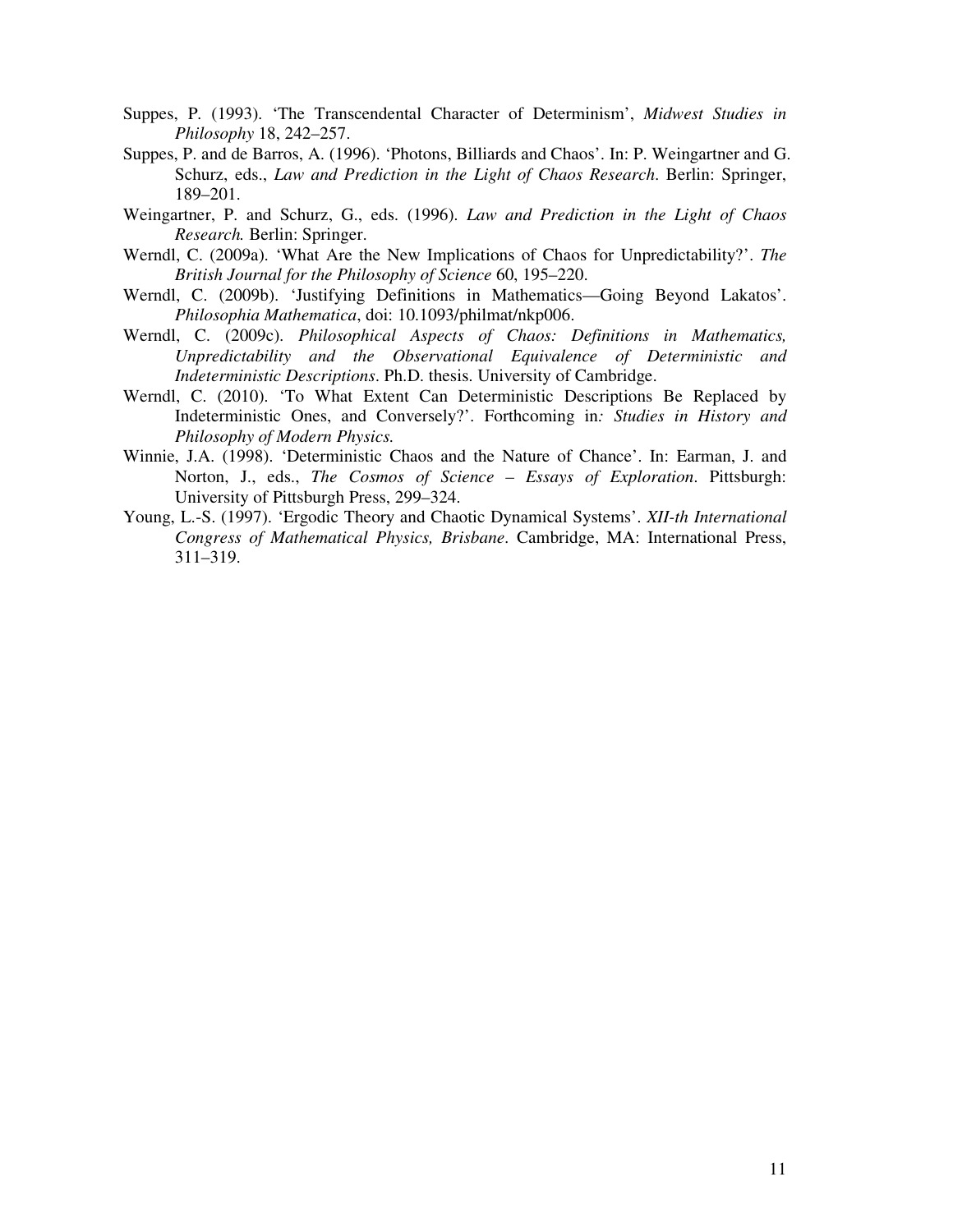Suppes, P. (1993). 'The Transcendental Character of Determinism', *Midwest Studies in Philosophy* 18, 242–257.

Suppes, P. and de Barros, A. (1996). 'Photons, Billiards and Chaos'. In: P. Weingartner and G. Schurz, eds., *Law and Prediction in the Light of Chaos Research*. Berlin: Springer, 189–201.

Weingartner, P. and Schurz, G., eds. (1996). *Law and Prediction in the Light of Chaos Research.* Berlin: Springer.

Werndl, C. (2009a). 'What Are the New Implications of Chaos for Unpredictability?'. *The British Journal for the Philosophy of Science* 60, 195–220.

Werndl, C. (2009b). 'Justifying Definitions in Mathematics—Going Beyond Lakatos'. *Philosophia Mathematica*, doi: 10.1093/philmat/nkp006.

Werndl, C. (2009c). *Philosophical Aspects of Chaos: Definitions in Mathematics, Unpredictability and the Observational Equivalence of Deterministic and Indeterministic Descriptions*. Ph.D. thesis. University of Cambridge.

Werndl, C. (2010). 'To What Extent Can Deterministic Descriptions Be Replaced by Indeterministic Ones, and Conversely?'. Forthcoming in*: Studies in History and Philosophy of Modern Physics.*

Winnie, J.A. (1998). 'Deterministic Chaos and the Nature of Chance'. In: Earman, J. and Norton, J., eds., *The Cosmos of Science – Essays of Exploration*. Pittsburgh: University of Pittsburgh Press, 299–324.

Young, L.-S. (1997). 'Ergodic Theory and Chaotic Dynamical Systems'. *XII-th International Congress of Mathematical Physics, Brisbane*. Cambridge, MA: International Press, 311–319.